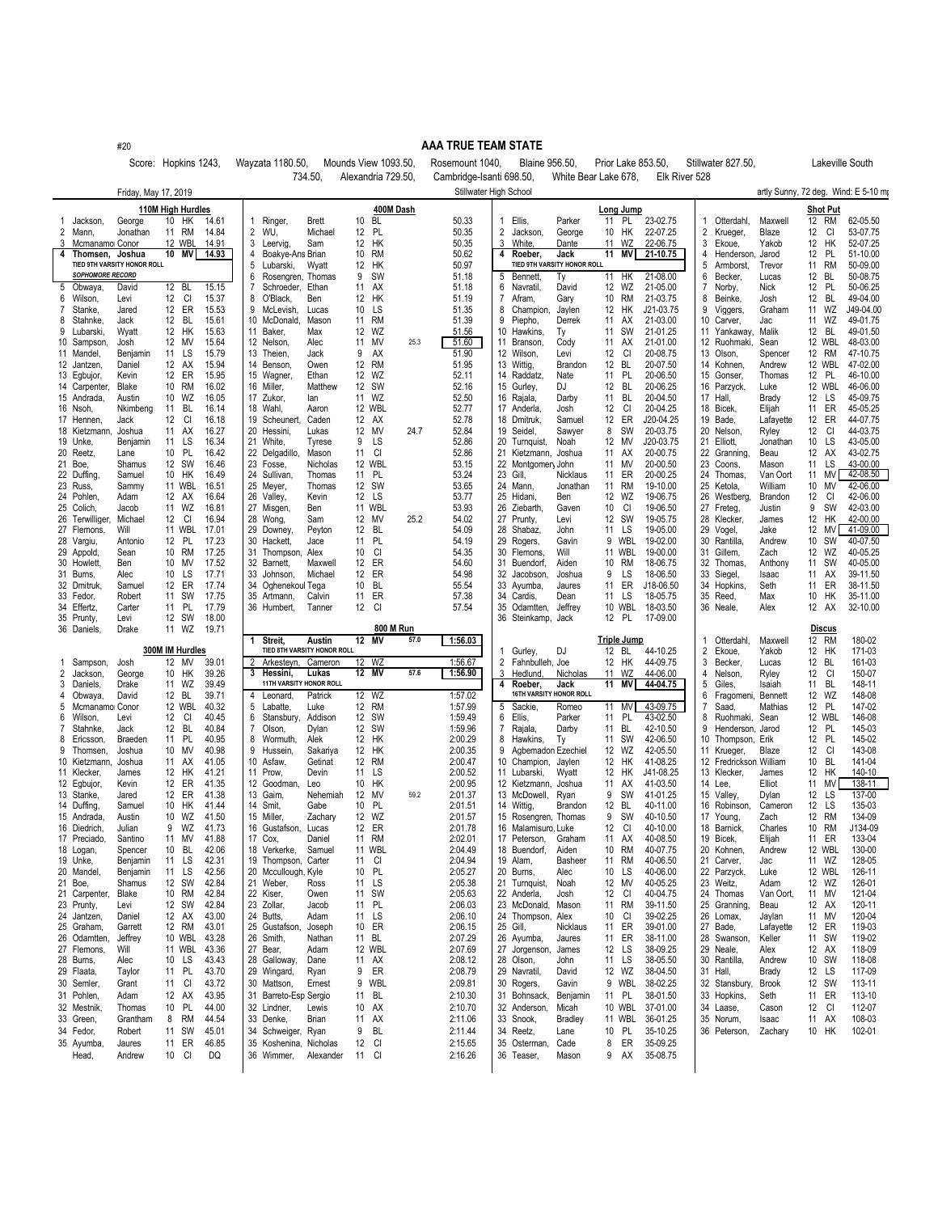#20

# AAA TRUE TEAM STATE

Score: Hopkins 1243, Wayzata 1180.50, Mounds View 1093.50, Rosemount 1040, Blaine 956.50, Prior Lake 853.50, Stillwater 827.50, Lakeville South 734.50, Alexandria 729.50, Cambridge-Isanti 698.50, White Bear Lake 678, Elk River 528

Friday, May 17, 2019 — Stillwater High School — artly Sunny, 72 deg. Wind: E 5-10 mp

## 110M High Hurdles

| Pl | Name | | Gr | Team | Time |
|---|---|---|---|---|---|
| 1 | Jackson, | George | 10 | HK | 14.61 |
| 2 | Mann, | Jonathan | 11 | RM | 14.84 |
| 3 | Mcmanamo | Conor | 12 | WBL | 14.91 |
| 4 | **Thomsen,** | **Joshua** | **10** | **MV** | **14.93** |
| | TIED 9TH VARSITY HONOR ROLL | | | | |
| | SOPHOMORE RECORD | | | | |
| 5 | Obwaya, | David | 12 | BL | 15.15 |
| 6 | Wilson, | Levi | 12 | CI | 15.37 |
| 7 | Stanke, | Jared | 12 | ER | 15.53 |
| 8 | Stahnke, | Jack | 12 | BL | 15.61 |
| 9 | Lubarski, | Wyatt | 12 | HK | 15.63 |
| 10 | Sampson, | Josh | 12 | MV | 15.64 |
| 11 | Mandel, | Benjamin | 11 | LS | 15.79 |
| 12 | Jantzen, | Daniel | 12 | AX | 15.94 |
| 13 | Egbujor, | Kevin | 12 | ER | 15.95 |
| 14 | Carpenter, | Blake | 10 | RM | 16.02 |
| 15 | Andrada, | Austin | 10 | WZ | 16.05 |
| 16 | Nsoh, | Nkimbeng | 11 | BL | 16.14 |
| 17 | Hennen, | Jack | 12 | CI | 16.18 |
| 18 | Kietzmann, | Joshua | 11 | AX | 16.27 |
| 19 | Unke, | Benjamin | 11 | LS | 16.34 |
| 20 | Reetz, | Lane | 10 | PL | 16.42 |
| 21 | Boe, | Shamus | 12 | SW | 16.46 |
| 22 | Duffing, | Samuel | 10 | HK | 16.49 |
| 23 | Russ, | Sammy | 11 | WBL | 16.51 |
| 24 | Pohlen, | Adam | 12 | AX | 16.64 |
| 25 | Colich, | Jacob | 11 | WBL | 16.81 |
| 26 | Terwilliger, | Michael | 12 | CI | 16.94 |
| 27 | Flemons, | Will | 11 | WBL | 17.01 |
| 28 | Vargiu, | Antonio | 12 | PL | 17.23 |
| 29 | Appold, | Sean | 10 | RM | 17.25 |
| 30 | Howlett, | Ben | 10 | MV | 17.52 |
| 31 | Burns, | Alec | 10 | LS | 17.71 |
| 32 | Dmitruk, | Samuel | 12 | ER | 17.74 |
| 33 | Fedor, | Robert | 11 | SW | 17.75 |
| 34 | Effertz, | Carter | 11 | PL | 17.79 |
| 35 | Prunty, | Levi | 12 | SW | 18.00 |
| 36 | Daniels, | Drake | 11 | WZ | 19.71 |

## 300M IM Hurdles

| Pl | Name | | Gr | Team | Time |
|---|---|---|---|---|---|
| 1 | Sampson, | Josh | 12 | MV | 39.01 |
| 2 | Jackson, | George | 10 | HK | 39.26 |
| 3 | Daniels, | Drake | 11 | WZ | 39.49 |
| 4 | Obwaya, | David | 12 | BL | 39.71 |
| 5 | Mcmanamo | Conor | 12 | WBL | 40.32 |
| 6 | Wilson, | Levi | 12 | CI | 40.45 |
| 7 | Stahnke, | Jack | 12 | BL | 40.84 |
| 8 | Ericsson, | Braeden | 11 | PL | 40.95 |
| 9 | Thomsen, | Joshua | 10 | MV | 40.98 |
| 10 | Kietzmann, | Joshua | 11 | AX | 41.05 |
| 11 | Klecker, | James | 12 | HK | 41.21 |
| 12 | Egbujor, | Kevin | 12 | ER | 41.35 |
| 13 | Stanke, | Jared | 12 | ER | 41.38 |
| 14 | Duffing, | Samuel | 10 | HK | 41.44 |
| 15 | Andrada, | Austin | 10 | WZ | 41.50 |
| 16 | Diedrich, | Julian | 9 | WZ | 41.73 |
| 17 | Preciado, | Santino | 11 | MV | 41.88 |
| 18 | Logan, | Spencer | 10 | BL | 42.06 |
| 19 | Unke, | Benjamin | 11 | LS | 42.31 |
| 20 | Mandel, | Benjamin | 11 | LS | 42.56 |
| 21 | Boe, | Shamus | 12 | SW | 42.84 |
| 21 | Carpenter, | Blake | 10 | RM | 42.84 |
| 23 | Prunty, | Levi | 12 | SW | 42.84 |
| 24 | Jantzen, | Daniel | 12 | AX | 43.00 |
| 25 | Graham, | Garrett | 12 | RM | 43.01 |
| 26 | Odamtten, | Jeffrey | 10 | WBL | 43.28 |
| 27 | Flemons, | Will | 11 | WBL | 43.36 |
| 28 | Burns, | Alec | 10 | LS | 43.43 |
| 29 | Flaata, | Taylor | 11 | PL | 43.70 |
| 30 | Semler, | Grant | 11 | CI | 43.72 |
| 31 | Pohlen, | Adam | 12 | AX | 43.95 |
| 32 | Mestnik, | Thomas | 10 | PL | 44.00 |
| 33 | Green, | Grantham | 8 | RM | 44.54 |
| 34 | Fedor, | Robert | 11 | SW | 45.01 |
| 35 | Ayumba, | Jaures | 11 | ER | 46.85 |
| | Head, | Andrew | 10 | CI | DQ |

## 400M Dash

| Pl | Name | | Gr | Team | Split | Time |
|---|---|---|---|---|---|---|
| 1 | Ringer, | Brett | 10 | BL | | 50.33 |
| 2 | WU, | Michael | 12 | PL | | 50.35 |
| 3 | Leervig, | Sam | 12 | HK | | 50.35 |
| 4 | Boakye-Ans | Brian | 10 | RM | | 50.62 |
| 5 | Lubarski, | Wyatt | 12 | HK | | 50.97 |
| 6 | Rosengren, | Thomas | 9 | SW | | 51.18 |
| 7 | Schroeder, | Ethan | 11 | AX | | 51.18 |
| 8 | O'Black, | Ben | 12 | HK | | 51.19 |
| 9 | McLevish, | Lucas | 10 | LS | | 51.35 |
| 10 | McDonald, | Mason | 11 | RM | | 51.39 |
| 11 | Baker, | Max | 12 | WZ | | 51.56 |
| 12 | Nelson, | Alec | 11 | MV | 25.3 | 51.60 |
| 13 | Theien, | Jack | 9 | AX | | 51.90 |
| 14 | Benson, | Owen | 12 | RM | | 51.95 |
| 15 | Wagner, | Ethan | 12 | WZ | | 52.11 |
| 16 | Miller, | Matthew | 12 | SW | | 52.16 |
| 17 | Zukor, | Ian | 11 | WZ | | 52.50 |
| 18 | Wahl, | Aaron | 12 | WBL | | 52.77 |
| 19 | Scheunert, | Caden | 12 | AX | | 52.78 |
| 20 | Hessini, | Lukas | 12 | MV | 24.7 | 52.84 |
| 21 | White, | Tyrese | 9 | LS | | 52.86 |
| 22 | Delgadillo, | Mason | 11 | CI | | 52.86 |
| 23 | Fosse, | Nicholas | 12 | WBL | | 53.15 |
| 24 | Sullivan, | Thomas | 11 | PL | | 53.24 |
| 25 | Meyer, | Thomas | 12 | SW | | 53.65 |
| 26 | Valley, | Kevin | 12 | LS | | 53.77 |
| 27 | Misgen, | Ben | 11 | WBL | | 53.93 |
| 28 | Wong, | Sam | 12 | MV | 25.2 | 54.02 |
| 29 | Downey, | Peyton | 12 | BL | | 54.09 |
| 30 | Hackett, | Jace | 11 | PL | | 54.19 |
| 31 | Thompson, | Alex | 10 | CI | | 54.35 |
| 32 | Barnett, | Maxwell | 12 | ER | | 54.60 |
| 33 | Johnson, | Michael | 12 | ER | | 54.98 |
| 34 | Oghenekoul | Tega | 10 | BL | | 55.54 |
| 35 | Artmann, | Calvin | 11 | ER | | 57.38 |
| 36 | Humbert, | Tanner | 12 | CI | | 57.54 |

## 800 M Run

| Pl | Name | | Gr | Team | Split | Time |
|---|---|---|---|---|---|---|
| 1 | **Streit,** | **Austin** | **12** | **MV** | 57.0 | **1:56.03** |
| | TIED 8TH VARSITY HONOR ROLL | | | | | |
| 2 | Arkesteyn, | Cameron | 12 | WZ | | 1:56.67 |
| 3 | **Hessini,** | **Lukas** | **12** | **MV** | 57.6 | **1:56.90** |
| | 11TH VARSITY HONOR ROLL | | | | | |
| 4 | Leonard, | Patrick | 12 | WZ | | 1:57.02 |
| 5 | Labatte, | Luke | 12 | RM | | 1:57.99 |
| 6 | Stansbury, | Addison | 12 | SW | | 1:59.49 |
| 7 | Olson, | Dylan | 12 | SW | | 1:59.96 |
| 8 | Wormuth, | Alek | 12 | HK | | 2:00.29 |
| 9 | Hussein, | Sakariya | 12 | HK | | 2:00.35 |
| 10 | Asfaw, | Getinat | 12 | RM | | 2:00.47 |
| 11 | Prow, | Devin | 11 | LS | | 2:00.52 |
| 12 | Goodman, | Leo | 10 | HK | | 2:00.95 |
| 13 | Gaim, | Nehemiah | 12 | MV | 59.2 | 2:01.37 |
| 14 | Smit, | Gabe | 10 | PL | | 2:01.51 |
| 15 | Miller, | Zachary | 12 | WZ | | 2:01.57 |
| 16 | Gustafson, | Lucas | 12 | ER | | 2:01.78 |
| 17 | Cox, | Daniel | 11 | RM | | 2:02.01 |
| 18 | Verkerke, | Samuel | 11 | WBL | | 2:04.49 |
| 19 | Thompson, | Carter | 11 | CI | | 2:04.94 |
| 20 | Mccullough, | Kyle | 10 | PL | | 2:05.27 |
| 21 | Weber, | Ross | 11 | LS | | 2:05.38 |
| 22 | Kiser, | Owen | 11 | SW | | 2:05.63 |
| 23 | Zollar, | Jacob | 11 | PL | | 2:06.03 |
| 24 | Butts, | Adam | 11 | LS | | 2:06.10 |
| 25 | Gustafson, | Joseph | 10 | ER | | 2:06.15 |
| 26 | Smith, | Nathan | 11 | BL | | 2:07.29 |
| 27 | Bear, | Adam | 12 | WBL | | 2:07.69 |
| 28 | Galloway, | Dane | 11 | AX | | 2:08.12 |
| 29 | Wingard, | Ryan | 9 | ER | | 2:08.79 |
| 30 | Mattson, | Ernest | 9 | WBL | | 2:09.81 |
| 31 | Barreto-Esp | Sergio | 11 | BL | | 2:10.30 |
| 32 | Lindner, | Lewis | 10 | AX | | 2:10.70 |
| 33 | Denke, | Brian | 11 | AX | | 2:11.06 |
| 34 | Schweiger, | Ryan | 9 | BL | | 2:11.44 |
| 35 | Koshenina, | Nicholas | 12 | CI | | 2:15.65 |
| 36 | Wimmer, | Alexander | 11 | CI | | 2:16.26 |

## Long Jump

| Pl | Name | | Gr | Team | Mark |
|---|---|---|---|---|---|
| 1 | Ellis, | Parker | 11 | PL | 23-02.75 |
| 2 | Jackson, | George | 10 | HK | 22-07.25 |
| 3 | White, | Dante | 11 | WZ | 22-06.75 |
| 4 | **Roeber,** | **Jack** | **11** | **MV** | **21-10.75** |
| | TIED 9TH VARSITY HONOR ROLL | | | | |
| 5 | Bennett, | Ty | 11 | HK | 21-08.00 |
| 6 | Navratil, | David | 12 | WZ | 21-05.00 |
| 7 | Afram, | Gary | 10 | RM | 21-03.75 |
| 8 | Champion, | Jaylen | 12 | HK | J21-03.75 |
| 9 | Piepho, | Derrek | 11 | AX | 21-03.00 |
| 10 | Hawkins, | Ty | 11 | SW | 21-01.25 |
| 11 | Branson, | Cody | 11 | AX | 21-01.00 |
| 12 | Wilson, | Levi | 12 | CI | 20-08.75 |
| 13 | Wittig, | Brandon | 12 | BL | 20-07.50 |
| 14 | Raddatz, | Nate | 11 | PL | 20-06.50 |
| 15 | Gurley, | DJ | 12 | BL | 20-06.25 |
| 16 | Rajala, | Darby | 11 | BL | 20-04.50 |
| 17 | Anderla, | Josh | 12 | CI | 20-04.25 |
| 18 | Dmitruk, | Samuel | 12 | ER | J20-04.25 |
| 19 | Seidel, | Sawyer | 8 | SW | 20-03.75 |
| 20 | Turnquist, | Noah | 12 | MV | J20-03.75 |
| 21 | Kietzmann, | Joshua | 11 | AX | 20-00.75 |
| 22 | Montgomery | John | 11 | MV | 20-00.50 |
| 23 | Gill, | Nicklaus | 11 | ER | 20-00.25 |
| 24 | Mann, | Jonathan | 11 | RM | 19-10.00 |
| 25 | Hidani, | Ben | 12 | WZ | 19-06.75 |
| 26 | Ziebarth, | Gaven | 10 | CI | 19-06.50 |
| 27 | Prunty, | Levi | 12 | SW | 19-05.75 |
| 28 | Shabaz, | John | 11 | LS | 19-05.00 |
| 29 | Rogers, | Gavin | 9 | WBL | 19-02.00 |
| 30 | Flemons, | Will | 11 | WBL | 19-00.00 |
| 31 | Buendorf, | Aiden | 10 | RM | 18-06.75 |
| 32 | Jacobson, | Joshua | 9 | LS | 18-06.50 |
| 33 | Ayumba, | Jaures | 11 | ER | J18-06.50 |
| 34 | Cardis, | Dean | 11 | LS | 18-05.75 |
| 35 | Odamtten, | Jeffrey | 10 | WBL | 18-03.50 |
| 36 | Steinkamp, | Jack | 12 | PL | 17-09.00 |

## Triple Jump

| Pl | Name | | Gr | Team | Mark |
|---|---|---|---|---|---|
| 1 | Gurley, | DJ | 12 | BL | 44-10.25 |
| 2 | Fahnbulleh, | Joe | 12 | HK | 44-09.75 |
| 3 | Hedlund, | Nicholas | 11 | WZ | 44-06.00 |
| 4 | **Roeber,** | **Jack** | **11** | **MV** | **44-04.75** |
| | 16TH VARSITY HONOR ROLL | | | | |
| 5 | Sackie, | Romeo | 11 | MV | 43-09.75 |
| 6 | Ellis, | Parker | 11 | PL | 43-02.50 |
| 7 | Rajala, | Darby | 11 | BL | 42-10.50 |
| 8 | Hawkins, | Ty | 11 | SW | 42-06.50 |
| 9 | Agbemadon | Ezechiel | 12 | WZ | 42-05.50 |
| 10 | Champion, | Jaylen | 12 | HK | 41-08.25 |
| 11 | Lubarski, | Wyatt | 12 | HK | J41-08.25 |
| 12 | Kietzmann, | Joshua | 11 | AX | 41-03.50 |
| 13 | McDowell, | Ryan | 9 | SW | 41-01.25 |
| 14 | Wittig, | Brandon | 12 | BL | 40-11.00 |
| 15 | Rosengren, | Thomas | 9 | SW | 40-10.50 |
| 16 | Malamisuro, | Luke | 12 | CI | 40-10.00 |
| 17 | Peterson, | Graham | 11 | AX | 40-08.50 |
| 18 | Buendorf, | Aiden | 10 | RM | 40-07.75 |
| 19 | Alam, | Basheer | 11 | RM | 40-06.50 |
| 20 | Burns, | Alec | 10 | LS | 40-06.00 |
| 21 | Turnquist, | Noah | 12 | MV | 40-05.25 |
| 22 | Anderla, | Josh | 12 | CI | 40-04.75 |
| 23 | McDonald, | Mason | 11 | RM | 39-11.50 |
| 24 | Thompson, | Alex | 10 | CI | 39-02.25 |
| 25 | Gill, | Nicklaus | 11 | ER | 39-01.00 |
| 26 | Ayumba, | Jaures | 11 | ER | 38-11.00 |
| 27 | Jorgenson, | James | 12 | LS | 38-09.25 |
| 28 | Olson, | John | 11 | LS | 38-05.50 |
| 29 | Navratil, | David | 12 | WZ | 38-04.50 |
| 30 | Rogers, | Gavin | 9 | WBL | 38-02.25 |
| 31 | Bohnsack, | Benjamin | 11 | PL | 38-01.50 |
| 32 | Anderson, | Micah | 10 | WBL | 37-01.00 |
| 33 | Snook, | Bradley | 11 | WBL | 36-01.25 |
| 34 | Reetz, | Lane | 10 | PL | 35-10.25 |
| 35 | Osterman, | Cade | 8 | ER | 35-09.25 |
| 36 | Teaser, | Mason | 9 | AX | 35-08.75 |

## Shot Put

| Pl | Name | | Gr | Team | Mark |
|---|---|---|---|---|---|
| 1 | Otterdahl, | Maxwell | 12 | RM | 62-05.50 |
| 2 | Krueger, | Blaze | 12 | CI | 53-07.75 |
| 3 | Ekoue, | Yakob | 12 | HK | 52-07.25 |
| 4 | Henderson, | Jarod | 12 | PL | 51-10.00 |
| 5 | Armborst, | Trevor | 11 | RM | 50-09.00 |
| 6 | Becker, | Lucas | 12 | BL | 50-08.75 |
| 7 | Norby, | Nick | 12 | PL | 50-06.25 |
| 8 | Beinke, | Josh | 12 | BL | 49-04.00 |
| 9 | Viggers, | Graham | 11 | WZ | J49-04.00 |
| 10 | Carver, | Jac | 11 | WZ | 49-01.75 |
| 11 | Yankaway, | Malik | 12 | BL | 49-01.50 |
| 12 | Ruohmaki, | Sean | 12 | WBL | 48-03.00 |
| 13 | Olson, | Spencer | 12 | RM | 47-10.75 |
| 14 | Kohnen, | Andrew | 12 | WBL | 47-02.00 |
| 15 | Gonser, | Thomas | 12 | PL | 46-10.00 |
| 16 | Parzyck, | Luke | 12 | WBL | 46-06.00 |
| 17 | Hall, | Brady | 12 | LS | 45-09.75 |
| 18 | Bicek, | Elijah | 11 | ER | 45-05.25 |
| 19 | Bade, | Lafayette | 12 | ER | 44-07.75 |
| 20 | Nelson, | Ryley | 12 | CI | 44-03.75 |
| 21 | Elliott, | Jonathan | 10 | LS | 43-05.00 |
| 22 | Granning, | Beau | 12 | AX | 43-02.75 |
| 23 | Coons, | Mason | 11 | LS | 43-00.00 |
| 24 | Thomas, | Van Oort | 11 | MV | 42-08.50 |
| 25 | Ketola, | William | 10 | MV | 42-06.00 |
| 26 | Westberg, | Brandon | 12 | CI | 42-06.00 |
| 27 | Freteg, | Justin | 9 | SW | 42-03.00 |
| 28 | Klecker, | James | 12 | HK | 42-00.00 |
| 29 | Vogel, | Jake | 12 | MV | 41-09.00 |
| 30 | Rantilla, | Andrew | 10 | SW | 40-07.50 |
| 31 | Gillem, | Zach | 12 | WZ | 40-05.25 |
| 32 | Thomas, | Anthony | 11 | SW | 40-05.00 |
| 33 | Siegel, | Isaac | 11 | AX | 39-11.50 |
| 34 | Hopkins, | Seth | 11 | ER | 38-11.50 |
| 35 | Reed, | Max | 10 | HK | 35-11.00 |
| 36 | Neale, | Alex | 12 | AX | 32-10.00 |

## Discus

| Pl | Name | | Gr | Team | Mark |
|---|---|---|---|---|---|
| 1 | Otterdahl, | Maxwell | 12 | RM | 180-02 |
| 2 | Ekoue, | Yakob | 12 | HK | 171-03 |
| 3 | Becker, | Lucas | 12 | BL | 161-03 |
| 4 | Nelson, | Ryley | 12 | CI | 150-07 |
| 5 | Giles, | Isaiah | 11 | BL | 148-11 |
| 6 | Fragomeni, | Bennett | 12 | WZ | 148-08 |
| 7 | Saad, | Mathias | 12 | PL | 147-02 |
| 8 | Ruohmaki, | Sean | 12 | WBL | 146-08 |
| 9 | Henderson, | Jarod | 12 | PL | 145-03 |
| 10 | Thompson, | Erik | 12 | PL | 145-02 |
| 11 | Krueger, | Blaze | 12 | CI | 143-08 |
| 12 | Fredrickson | William | 10 | BL | 141-04 |
| 13 | Klecker, | James | 12 | HK | 140-10 |
| 14 | Lee, | Elliot | 11 | MV | 138-11 |
| 15 | Valley, | Dylan | 12 | LS | 137-00 |
| 16 | Robinson, | Cameron | 12 | LS | 135-03 |
| 17 | Young, | Zach | 12 | RM | 134-09 |
| 18 | Barnick, | Charles | 10 | RM | J134-09 |
| 19 | Bicek, | Elijah | 11 | ER | 133-04 |
| 20 | Kohnen, | Andrew | 12 | WBL | 130-00 |
| 21 | Carver, | Jac | 11 | WZ | 128-05 |
| 22 | Parzyck, | Luke | 12 | WBL | 126-11 |
| 23 | Weitz, | Adam | 12 | WZ | 126-01 |
| 24 | Thomas | Van Oort, | 11 | MV | 121-04 |
| 25 | Granning, | Beau | 12 | AX | 120-11 |
| 26 | Lomax, | Jaylan | 11 | MV | 120-04 |
| 27 | Bade, | Lafayette | 12 | ER | 119-03 |
| 28 | Swanson, | Keller | 11 | SW | 119-02 |
| 29 | Neale, | Alex | 12 | AX | 118-09 |
| 30 | Rantilla, | Andrew | 10 | SW | 118-08 |
| 31 | Hall, | Brady | 12 | LS | 117-09 |
| 32 | Stansbury, | Brook | 12 | SW | 113-11 |
| 33 | Hopkins, | Seth | 11 | ER | 113-10 |
| 34 | Laase, | Cason | 12 | CI | 112-07 |
| 35 | Norum, | Isaac | 11 | AX | 108-03 |
| 36 | Peterson, | Zachary | 10 | HK | 102-01 |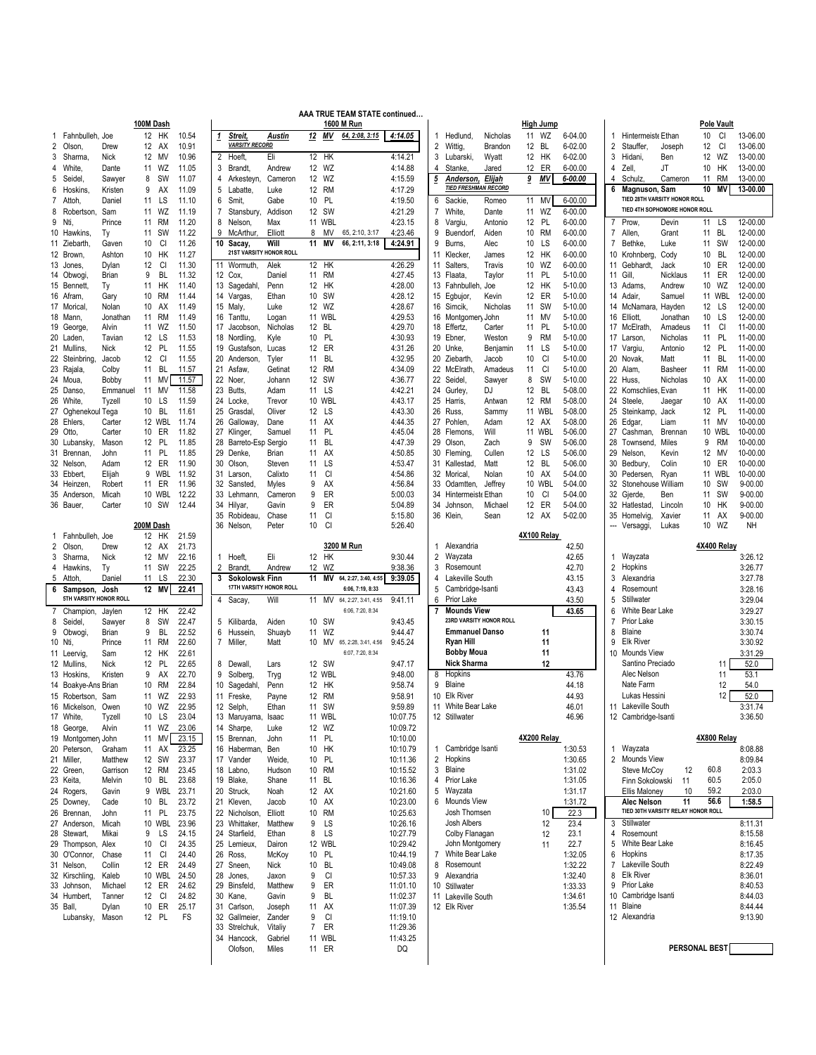# AAA TRUE TEAM STATE continued…

## 100M Dash

| | | | | | |
|---|---|---|---|---|---|
| 1 | Fahnbulleh, | Joe | 12 | HK | 10.54 |
| 2 | Olson, | Drew | 12 | AX | 10.91 |
| 3 | Sharma, | Nick | 12 | MV | 10.96 |
| 4 | White, | Dante | 11 | WZ | 11.05 |
| 5 | Seidel, | Sawyer | 8 | SW | 11.07 |
| 6 | Hoskins, | Kristen | 9 | AX | 11.09 |
| 7 | Attoh, | Daniel | 11 | LS | 11.10 |
| 8 | Robertson, | Sam | 11 | WZ | 11.19 |
| 9 | Nti, | Prince | 11 | RM | 11.20 |
| 10 | Hawkins, | Ty | 11 | SW | 11.22 |
| 11 | Ziebarth, | Gaven | 10 | CI | 11.26 |
| 12 | Brown, | Ashton | 10 | HK | 11.27 |
| 13 | Jones, | Dylan | 12 | CI | 11.30 |
| 14 | Obwogi, | Brian | 9 | BL | 11.32 |
| 15 | Bennett, | Ty | 11 | HK | 11.40 |
| 16 | Afram, | Gary | 10 | RM | 11.44 |
| 17 | Morical, | Nolan | 10 | AX | 11.49 |
| 18 | Mann, | Jonathan | 11 | RM | 11.49 |
| 19 | George, | Alvin | 11 | WZ | 11.50 |
| 20 | Laden, | Tavian | 12 | LS | 11.53 |
| 21 | Mullins, | Nick | 12 | PL | 11.55 |
| 22 | Steinbring, | Jacob | 12 | CI | 11.55 |
| 23 | Rajala, | Colby | 11 | BL | 11.57 |
| 24 | Moua, | Bobby | 11 | MV | 11.57 |
| 25 | Danso, | Emmanuel | 11 | MV | 11.58 |
| 26 | White, | Tyzell | 10 | LS | 11.59 |
| 27 | Oghenekoul | Tega | 10 | BL | 11.61 |
| 28 | Ehlers, | Carter | 12 | WBL | 11.74 |
| 29 | Otto, | Carter | 10 | ER | 11.82 |
| 30 | Lubansky, | Mason | 12 | PL | 11.85 |
| 31 | Brennan, | John | 11 | PL | 11.85 |
| 32 | Nelson, | Adam | 12 | ER | 11.90 |
| 33 | Ebbert, | Elijah | 9 | WBL | 11.92 |
| 34 | Heinzen, | Robert | 11 | ER | 11.96 |
| 35 | Anderson, | Micah | 10 | WBL | 12.22 |
| 36 | Bauer, | Carter | 10 | SW | 12.44 |

## 200M Dash

| | | | | | |
|---|---|---|---|---|---|
| 1 | Fahnbulleh, | Joe | 12 | HK | 21.59 |
| 2 | Olson, | Drew | 12 | AX | 21.73 |
| 3 | Sharma, | Nick | 12 | MV | 22.16 |
| 4 | Hawkins, | Ty | 11 | SW | 22.25 |
| 5 | Attoh, | Daniel | 11 | LS | 22.30 |
| **6** | **Sampson,** | **Josh** | **12** | **MV** | **22.41** |
| | 5TH VARSITY HONOR ROLL | | | | |
| 7 | Champion, | Jaylen | 12 | HK | 22.42 |
| 8 | Seidel, | Sawyer | 8 | SW | 22.47 |
| 9 | Obwogi, | Brian | 9 | BL | 22.52 |
| 10 | Nti, | Prince | 11 | RM | 22.60 |
| 11 | Leervig, | Sam | 12 | HK | 22.61 |
| 12 | Mullins, | Nick | 12 | PL | 22.65 |
| 13 | Hoskins, | Kristen | 9 | AX | 22.70 |
| 14 | Boakye-Ans | Brian | 10 | RM | 22.84 |
| 15 | Robertson, | Sam | 11 | WZ | 22.93 |
| 16 | Mickelson, | Owen | 10 | WZ | 22.95 |
| 17 | White, | Tyzell | 10 | LS | 23.04 |
| 18 | George, | Alvin | 11 | WZ | 23.06 |
| 19 | Montgomery | John | 11 | MV | 23.15 |
| 20 | Peterson, | Graham | 11 | AX | 23.25 |
| 21 | Miller, | Matthew | 12 | SW | 23.37 |
| 22 | Green, | Garrison | 12 | RM | 23.45 |
| 23 | Keita, | Melvin | 10 | BL | 23.68 |
| 24 | Rogers, | Gavin | 9 | WBL | 23.71 |
| 25 | Downey, | Cade | 10 | BL | 23.72 |
| 26 | Brennan, | John | 11 | PL | 23.75 |
| 27 | Anderson, | Micah | 10 | WBL | 23.96 |
| 28 | Stewart, | Mikai | 9 | LS | 24.15 |
| 29 | Thompson, | Alex | 10 | CI | 24.35 |
| 30 | O'Connor, | Chase | 11 | CI | 24.40 |
| 31 | Nelson, | Collin | 12 | ER | 24.49 |
| 32 | Kirschling, | Kaleb | 10 | WBL | 24.50 |
| 33 | Johnson, | Michael | 12 | ER | 24.62 |
| 34 | Humbert, | Tanner | 12 | CI | 24.82 |
| 35 | Ball, | Dylan | 10 | ER | 25.17 |
| | Lubansky, | Mason | 12 | PL | FS |

## 1600 M Run

| | | | | | | |
|---|---|---|---|---|---|---|
| ***1*** | ***Streit,*** | ***Austin*** | ***12*** | ***MV*** | *64, 2:08, 3:15* | ***4:14.05*** |
| | *VARSITY RECORD* | | | | | |
| 2 | Hoeft, | Eli | 12 | HK | | 4:14.21 |
| 3 | Brandt, | Andrew | 12 | WZ | | 4:14.88 |
| 4 | Arkesteyn, | Cameron | 12 | WZ | | 4:15.59 |
| 5 | Labatte, | Luke | 12 | RM | | 4:17.29 |
| 6 | Smit, | Gabe | 10 | PL | | 4:19.50 |
| 7 | Stansbury, | Addison | 12 | SW | | 4:21.29 |
| 8 | Nelson, | Max | 11 | WBL | | 4:23.15 |
| 9 | McArthur, | Elliott | 8 | MV | 65, 2:10, 3:17 | 4:23.46 |
| **10** | **Sacay,** | **Will** | **11** | **MV** | **66, 2:11, 3:18** | **4:24.91** |
| | 21ST VARSITY HONOR ROLL | | | | | |
| 11 | Wormuth, | Alek | 12 | HK | | 4:26.29 |
| 12 | Cox, | Daniel | 11 | RM | | 4:27.45 |
| 13 | Sagedahl, | Penn | 12 | HK | | 4:28.00 |
| 14 | Vargas, | Ethan | 10 | SW | | 4:28.12 |
| 15 | Maly, | Luke | 12 | WZ | | 4:28.67 |
| 16 | Tanttu, | Logan | 11 | WBL | | 4:29.53 |
| 17 | Jacobson, | Nicholas | 12 | BL | | 4:29.70 |
| 18 | Nordling, | Kyle | 10 | PL | | 4:30.93 |
| 19 | Gustafson, | Lucas | 12 | ER | | 4:31.26 |
| 20 | Anderson, | Tyler | 11 | BL | | 4:32.95 |
| 21 | Asfaw, | Getinat | 12 | RM | | 4:34.09 |
| 22 | Noer, | Johann | 12 | SW | | 4:36.77 |
| 23 | Butts, | Adam | 11 | LS | | 4:42.21 |
| 24 | Locke, | Trevor | 10 | WBL | | 4:43.17 |
| 25 | Grasdal, | Oliver | 12 | LS | | 4:43.30 |
| 26 | Galloway, | Dane | 11 | AX | | 4:44.35 |
| 27 | Klinger, | Samuel | 11 | PL | | 4:45.04 |
| 28 | Barreto-Esp | Sergio | 11 | BL | | 4:47.39 |
| 29 | Denke, | Brian | 11 | AX | | 4:50.85 |
| 30 | Olson, | Steven | 11 | LS | | 4:53.47 |
| 31 | Larson, | Calixto | 11 | CI | | 4:54.86 |
| 32 | Sansted, | Myles | 9 | AX | | 4:56.84 |
| 33 | Lehmann, | Cameron | 9 | ER | | 5:00.03 |
| 34 | Hilyar, | Gavin | 9 | ER | | 5:04.89 |
| 35 | Robideau, | Chase | 11 | CI | | 5:15.80 |
| 36 | Nelson, | Peter | 10 | CI | | 5:26.40 |

## 3200 M Run

| | | | | | | |
|---|---|---|---|---|---|---|
| 1 | Hoeft, | Eli | 12 | HK | | 9:30.44 |
| 2 | Brandt, | Andrew | 12 | WZ | | 9:38.36 |
| **3** | **Sokolowsk Finn** | | **11** | **MV** | **64, 2:28, 3:40, 4:55** | **9:39.05** |
| | 17TH VARSITY HONOR ROLL | | | | 6:06, 7:19, 8:33 | |
| 4 | Sacay, | Will | 11 | MV | 64, 2:27, 3:41, 4:55 | 9:41.11 |
| | | | | | 6:06, 7:20, 8:34 | |
| 5 | Kilibarda, | Aiden | 10 | SW | | 9:43.45 |
| 6 | Hussein, | Shuayb | 11 | WZ | | 9:44.47 |
| 7 | Miller, | Matt | 10 | MV | 65, 2:28, 3:41, 4:56 | 9:45.24 |
| | | | | | 6:07, 7:20, 8:34 | |
| 8 | Dewall, | Lars | 12 | SW | | 9:47.17 |
| 9 | Solberg, | Tryg | 12 | WBL | | 9:48.00 |
| 10 | Sagedahl, | Penn | 12 | HK | | 9:58.74 |
| 11 | Freske, | Payne | 12 | RM | | 9:58.91 |
| 12 | Selph, | Ethan | 11 | SW | | 9:59.89 |
| 13 | Maruyama, | Isaac | 11 | WBL | | 10:07.75 |
| 14 | Sharpe, | Luke | 12 | WZ | | 10:09.72 |
| 15 | Brennan, | John | 11 | PL | | 10:10.00 |
| 16 | Haberman, | Ben | 10 | HK | | 10:10.79 |
| 17 | Vander | Weide, | 10 | PL | | 10:11.36 |
| 18 | Labno, | Hudson | 10 | RM | | 10:15.52 |
| 19 | Blake, | Shane | 11 | BL | | 10:16.36 |
| 20 | Struck, | Noah | 12 | AX | | 10:21.60 |
| 21 | Kleven, | Jacob | 10 | AX | | 10:23.00 |
| 22 | Nicholson, | Elliott | 10 | RM | | 10:25.63 |
| 23 | Whittaker, | Matthew | 9 | LS | | 10:26.16 |
| 24 | Starfield, | Ethan | 8 | LS | | 10:27.79 |
| 25 | Lemieux, | Dairon | 12 | WBL | | 10:29.42 |
| 26 | Ross, | McKoy | 10 | PL | | 10:44.19 |
| 27 | Sneen, | Nick | 10 | BL | | 10:49.08 |
| 28 | Jones, | Jaxon | 9 | CI | | 10:57.33 |
| 29 | Binsfeld, | Matthew | 9 | ER | | 11:01.10 |
| 30 | Kane, | Gavin | 9 | BL | | 11:02.37 |
| 31 | Carlson, | Joseph | 11 | AX | | 11:07.39 |
| 32 | Gallmeier, | Zander | 9 | CI | | 11:19.10 |
| 33 | Strelchuk, | Vitaliy | 7 | ER | | 11:29.36 |
| 34 | Hancock, | Gabriel | 11 | WBL | | 11:43.25 |
| | Olofson, | Miles | 11 | ER | | DQ |

## High Jump

| | | | | | |
|---|---|---|---|---|---|
| 1 | Hedlund, | Nicholas | 11 | WZ | 6-04.00 |
| 2 | Wittig, | Brandon | 12 | BL | 6-02.00 |
| 3 | Lubarski, | Wyatt | 12 | HK | 6-02.00 |
| 4 | Stanke, | Jared | 12 | ER | 6-00.00 |
| ***5*** | ***Anderson,*** | ***Elijah*** | ***9*** | ***MV*** | ***6-00.00*** |
| | *TIED FRESHMAN RECORD* | | | | |
| 6 | Sackie, | Romeo | 11 | MV | 6-00.00 |
| 7 | White, | Dante | 11 | WZ | 6-00.00 |
| 8 | Vargiu, | Antonio | 12 | PL | 6-00.00 |
| 9 | Buendorf, | Aiden | 10 | RM | 6-00.00 |
| 9 | Burns, | Alec | 10 | LS | 6-00.00 |
| 11 | Klecker, | James | 12 | HK | 6-00.00 |
| 11 | Salters, | Travis | 10 | WZ | 6-00.00 |
| 13 | Flaata, | Taylor | 11 | PL | 5-10.00 |
| 13 | Fahnbulleh, | Joe | 12 | HK | 5-10.00 |
| 15 | Egbujor, | Kevin | 12 | ER | 5-10.00 |
| 16 | Simcik, | Nicholas | 11 | SW | 5-10.00 |
| 16 | Montgomery | John | 11 | MV | 5-10.00 |
| 18 | Effertz, | Carter | 11 | PL | 5-10.00 |
| 19 | Ebner, | Weston | 9 | RM | 5-10.00 |
| 20 | Unke, | Benjamin | 11 | LS | 5-10.00 |
| 20 | Ziebarth, | Jacob | 10 | CI | 5-10.00 |
| 22 | McElrath, | Amadeus | 11 | CI | 5-10.00 |
| 22 | Seidel, | Sawyer | 8 | SW | 5-10.00 |
| 24 | Gurley, | DJ | 12 | BL | 5-08.00 |
| 25 | Harris, | Antwan | 12 | RM | 5-08.00 |
| 26 | Russ, | Sammy | 11 | WBL | 5-08.00 |
| 27 | Pohlen, | Adam | 12 | AX | 5-08.00 |
| 28 | Flemons, | Will | 11 | WBL | 5-06.00 |
| 29 | Olson, | Zach | 9 | SW | 5-06.00 |
| 30 | Fleming, | Cullen | 12 | LS | 5-06.00 |
| 31 | Kallestad, | Matt | 12 | BL | 5-06.00 |
| 32 | Morical, | Nolan | 10 | AX | 5-04.00 |
| 33 | Odamtten, | Jeffrey | 10 | WBL | 5-04.00 |
| 34 | Hintermeiste | Ethan | 10 | CI | 5-04.00 |
| 35 | Johnson, | Michael | 12 | ER | 5-04.00 |
| 36 | Klein, | Sean | 12 | AX | 5-02.00 |

## Pole Vault

| | | | | | |
|---|---|---|---|---|---|
| 1 | Hintermeiste | Ethan | 10 | CI | 13-06.00 |
| 2 | Stauffer, | Joseph | 12 | CI | 13-06.00 |
| 3 | Hidani, | Ben | 12 | WZ | 13-00.00 |
| 4 | Zell, | JT | 10 | HK | 13-00.00 |
| 4 | Schulz, | Cameron | 11 | RM | 13-00.00 |
| **6** | **Magnuson, Sam** | | **10** | **MV** | **13-00.00** |
| | TIED 28TH VARSITY HONOR ROLL | | | | |
| | TIED 4TH SOPHOMORE HONOR ROLL | | | | |
| 7 | Prow, | Devin | 11 | LS | 12-00.00 |
| 7 | Allen, | Grant | 11 | BL | 12-00.00 |
| 7 | Bethke, | Luke | 11 | SW | 12-00.00 |
| 10 | Krohnberg, | Cody | 10 | BL | 12-00.00 |
| 11 | Gebhardt, | Jack | 10 | ER | 12-00.00 |
| 11 | Gill, | Nicklaus | 11 | ER | 12-00.00 |
| 13 | Adams, | Andrew | 10 | WZ | 12-00.00 |
| 14 | Adair, | Samuel | 11 | WBL | 12-00.00 |
| 14 | McNamara, | Hayden | 12 | LS | 12-00.00 |
| 16 | Elliott, | Jonathan | 10 | LS | 12-00.00 |
| 17 | McElrath, | Amadeus | 11 | CI | 11-00.00 |
| 17 | Larson, | Nicholas | 11 | PL | 11-00.00 |
| 17 | Vargiu, | Antonio | 12 | PL | 11-00.00 |
| 20 | Novak, | Matt | 11 | BL | 11-00.00 |
| 20 | Alam, | Basheer | 11 | RM | 11-00.00 |
| 22 | Huss, | Nicholas | 10 | AX | 11-00.00 |
| 22 | Komschlies, | Evan | 11 | HK | 11-00.00 |
| 22 | Steele, | Jaegar | 10 | AX | 11-00.00 |
| 25 | Steinkamp, | Jack | 12 | PL | 11-00.00 |
| 26 | Edgar, | Liam | 11 | MV | 10-00.00 |
| 27 | Cashman, | Brennan | 10 | WBL | 10-00.00 |
| 28 | Townsend, | Miles | 9 | RM | 10-00.00 |
| 29 | Nelson, | Kevin | 12 | MV | 10-00.00 |
| 30 | Bedbury, | Colin | 10 | ER | 10-00.00 |
| 30 | Pedersen, | Ryan | 11 | WBL | 10-00.00 |
| 32 | Stonehouse | William | 10 | SW | 9-00.00 |
| 32 | Gjerde, | Ben | 11 | SW | 9-00.00 |
| 32 | Hatlestad, | Lincoln | 10 | HK | 9-00.00 |
| 35 | Homelvig, | Xavier | 11 | AX | 9-00.00 |
| --- | Versaggi, | Lukas | 10 | WZ | NH |

## 4X100 Relay

| | | | |
|---|---|---|---|
| 1 | Alexandria | | 42.50 |
| 2 | Wayzata | | 42.65 |
| 3 | Rosemount | | 42.70 |
| 4 | Lakeville South | | 43.15 |
| 5 | Cambridge-Isanti | | 43.43 |
| 6 | Prior Lake | | 43.50 |
| **7** | **Mounds View** | | **43.65** |
| | 23RD VARSITY HONOR ROLL | | |
| | **Emmanuel Danso** | 11 | |
| | **Ryan Hill** | 11 | |
| | **Bobby Moua** | 11 | |
| | **Nick Sharma** | 12 | |
| 8 | Hopkins | | 43.76 |
| 9 | Blaine | | 44.18 |
| 10 | Elk River | | 44.93 |
| 11 | White Bear Lake | | 46.01 |
| 12 | Stillwater | | 46.96 |

## 4X200 Relay

| | | | | |
|---|---|---|---|---|
| 1 | Cambridge Isanti | | | 1:30.53 |
| 2 | Hopkins | | | 1:30.65 |
| 3 | Blaine | | | 1:31.02 |
| 4 | Prior Lake | | | 1:31.05 |
| 5 | Wayzata | | | 1:31.17 |
| 6 | Mounds View | | | 1:31.72 |
| | Josh Thomsen | 10 | 22.3 | |
| | Josh Albers | 12 | 23.4 | |
| | Colby Flanagan | 12 | 23.1 | |
| | John Montgomery | 11 | 22.7 | |
| 7 | White Bear Lake | | | 1:32.05 |
| 8 | Rosemount | | | 1:32.22 |
| 9 | Alexandria | | | 1:32.40 |
| 10 | Stillwater | | | 1:33.33 |
| 11 | Lakeville South | | | 1:34.61 |
| 12 | Elk River | | | 1:35.54 |

## 4X400 Relay

| | | | | |
|---|---|---|---|---|
| 1 | Wayzata | | | 3:26.12 |
| 2 | Hopkins | | | 3:26.77 |
| 3 | Alexandria | | | 3:27.78 |
| 4 | Rosemount | | | 3:28.16 |
| 5 | Stillwater | | | 3:29.04 |
| 6 | White Bear Lake | | | 3:29.27 |
| 7 | Prior Lake | | | 3:30.15 |
| 8 | Blaine | | | 3:30.74 |
| 9 | Elk River | | | 3:30.92 |
| 10 | Mounds View | | | 3:31.29 |
| | Santino Preciado | 11 | 52.0 | |
| | Alec Nelson | 11 | 53.1 | |
| | Nate Farm | 12 | 54.0 | |
| | Lukas Hessini | 12 | 52.0 | |
| 11 | Lakeville South | | | 3:31.74 |
| 12 | Cambridge-Isanti | | | 3:36.50 |

## 4X800 Relay

| | | | | | |
|---|---|---|---|---|---|
| 1 | Wayzata | | | | 8:08.88 |
| 2 | Mounds View | | | | 8:09.84 |
| | Steve McCoy | 12 | 60.8 | 2:03.3 | |
| | Finn Sokolowski | 11 | 60.5 | 2:05.0 | |
| | Ellis Maloney | 10 | 59.2 | 2:03.0 | |
| | **Alec Nelson** | **11** | **56.6** | **1:58.5** | |
| | TIED 30TH VARSITY RELAY HONOR ROLL | | | | |
| 3 | Stillwater | | | | 8:11.31 |
| 4 | Rosemount | | | | 8:15.58 |
| 5 | White Bear Lake | | | | 8:16.45 |
| 6 | Hopkins | | | | 8:17.35 |
| 7 | Lakeville South | | | | 8:22.49 |
| 8 | Elk River | | | | 8:36.01 |
| 9 | Prior Lake | | | | 8:40.53 |
| 10 | Cambridge Isanti | | | | 8:44.03 |
| 11 | Blaine | | | | 8:44.44 |
| 12 | Alexandria | | | | 9:13.90 |

PERSONAL BEST